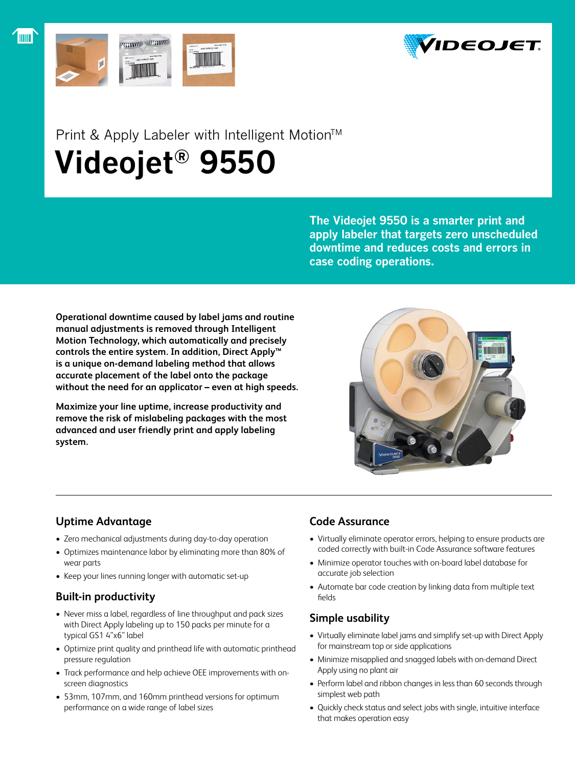Print & Apply Labeler with Intelligent Motion™

# Videojet® 9550

**The Videojet 9550 is a smarter print and apply labeler that targets zero unscheduled downtime and reduces costs and errors in case coding operations.**

**Operational downtime caused by label jams and routine manual adjustments is removed through Intelligent Motion Technology, which automatically and precisely controls the entire system. In addition, Direct Apply™ is a unique on-demand labeling method that allows accurate placement of the label onto the package without the need for an applicator – even at high speeds.**

**Maximize your line uptime, increase productivity and remove the risk of mislabeling packages with the most advanced and user friendly print and apply labeling system.**

## Uptime Advantage

- Zero mechanical adjustments during day-to-day operation
- Optimizes maintenance labor by eliminating more than 80% of wear parts
- Keep your lines running longer with automatic set-up

## Built-in productivity

- Never miss a label, regardless of line throughput and pack sizes with Direct Apply labeling up to 150 packs per minute for a typical GS1 4"x6" label
- Optimize print quality and printhead life with automatic printhead pressure regulation
- Track performance and help achieve OEE improvements with on-screen diagnostics
- 53mm, 107mm, and 160mm printhead versions for optimum performance on a wide range of label sizes

## Code Assurance

- Virtually eliminate operator errors, helping to ensure products are coded correctly with built-in Code Assurance software features
- Minimize operator touches with on-board label database for accurate job selection
- Automate bar code creation by linking data from multiple text fields

## Simple usability

- Virtually eliminate label jams and simplify set-up with Direct Apply for mainstream top or side applications
- Minimize misapplied and snagged labels with on-demand Direct Apply using no plant air
- Perform label and ribbon changes in less than 60 seconds through simplest web path
- Quickly check status and select jobs with single, intuitive interface that makes operation easy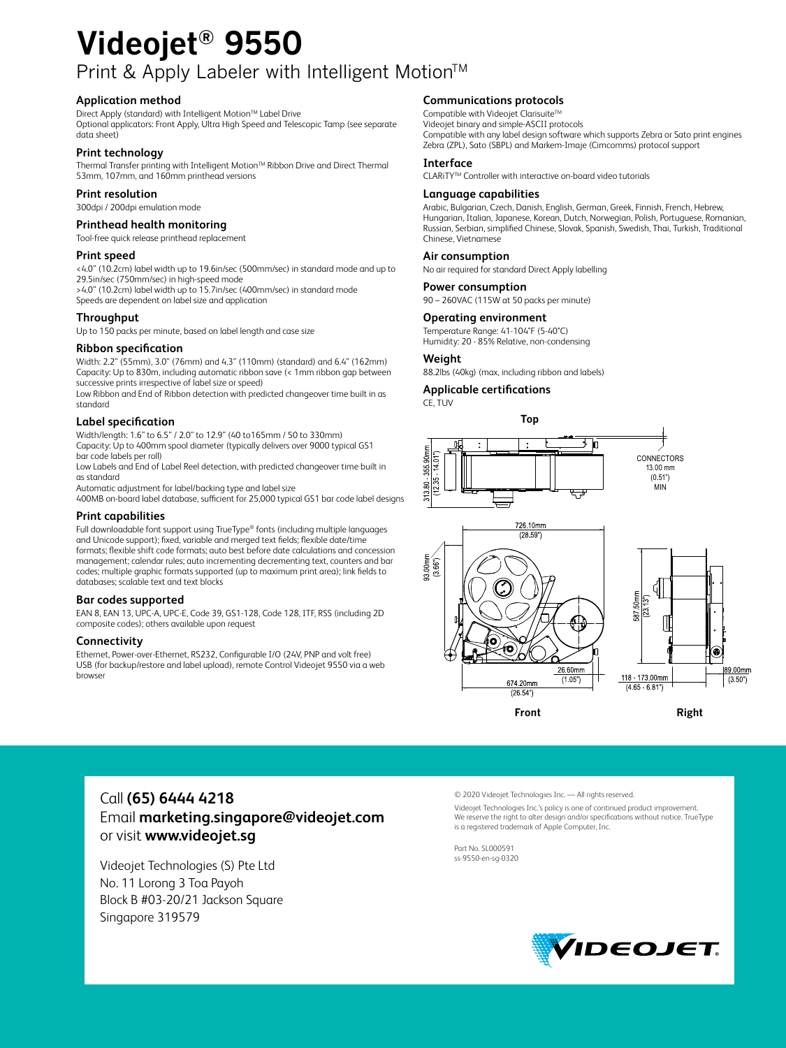# Videojet® 9550

## Print & Apply Labeler with Intelligent Motion™

### Application method

Direct Apply (standard) with Intelligent Motion™ Label Drive
Optional applicators: Front Apply, Ultra High Speed and Telescopic Tamp (see separate data sheet)

### Print technology

Thermal Transfer printing with Intelligent Motion™ Ribbon Drive and Direct Thermal
53mm, 107mm, and 160mm printhead versions

### Print resolution

300dpi / 200dpi emulation mode

### Printhead health monitoring

Tool-free quick release printhead replacement

### Print speed

<4.0" (10.2cm) label width up to 19.6in/sec (500mm/sec) in standard mode and up to 29.5in/sec (750mm/sec) in high-speed mode
>4.0" (10.2cm) label width up to 15.7in/sec (400mm/sec) in standard mode
Speeds are dependent on label size and application

### Throughput

Up to 150 packs per minute, based on label length and case size

### Ribbon specification

Width: 2.2" (55mm), 3.0" (76mm) and 4.3" (110mm) (standard) and 6.4" (162mm)
Capacity: Up to 830m, including automatic ribbon save (< 1mm ribbon gap between successive prints irrespective of label size or speed)
Low Ribbon and End of Ribbon detection with predicted changeover time built in as standard

### Label specification

Width/length: 1.6" to 6.5" / 2.0" to 12.9" (40 to165mm / 50 to 330mm)
Capacity: Up to 400mm spool diameter (typically delivers over 9000 typical GS1 bar code labels per roll)
Low Labels and End of Label Reel detection, with predicted changeover time built in as standard
Automatic adjustment for label/backing type and label size
400MB on-board label database, sufficient for 25,000 typical GS1 bar code label designs

### Print capabilities

Full downloadable font support using TrueType® fonts (including multiple languages and Unicode support); fixed, variable and merged text fields; flexible date/time formats; flexible shift code formats; auto best before date calculations and concession management; calendar rules; auto incrementing decrementing text, counters and bar codes; multiple graphic formats supported (up to maximum print area); link fields to databases; scalable text and text blocks

### Bar codes supported

EAN 8, EAN 13, UPC-A, UPC-E, Code 39, GS1-128, Code 128, ITF, RSS (including 2D composite codes); others available upon request

### Connectivity

Ethernet, Power-over-Ethernet, RS232, Configurable I/O (24V, PNP and volt free)
USB (for backup/restore and label upload), remote Control Videojet 9550 via a web browser

### Communications protocols

Compatible with Videojet Clarisuite™
Videojet binary and simple-ASCII protocols
Compatible with any label design software which supports Zebra or Sato print engines
Zebra (ZPL), Sato (SBPL) and Markem-Imaje (Cimcomms) protocol support

### Interface

CLARiTY™ Controller with interactive on-board video tutorials

### Language capabilities

Arabic, Bulgarian, Czech, Danish, English, German, Greek, Finnish, French, Hebrew, Hungarian, Italian, Japanese, Korean, Dutch, Norwegian, Polish, Portuguese, Romanian, Russian, Serbian, simplified Chinese, Slovak, Spanish, Swedish, Thai, Turkish, Traditional Chinese, Vietnamese

### Air consumption

No air required for standard Direct Apply labelling

### Power consumption

90 – 260VAC (115W at 50 packs per minute)

### Operating environment

Temperature Range: 41-104°F (5-40°C)
Humidity: 20 - 85% Relative, non-condensing

### Weight

88.2lbs (40kg) (max, including ribbon and labels)

### Applicable certifications

CE, TUV

Top

313.80 - 355.90mm
(12.35 - 14.01")

CONNECTORS
13.00 mm
(0.51")
MIN

726.10mm
(28.59")

93.00mm
(3.66")

26.60mm
(1.05")

674.20mm
(26.54")

587.50mm
(23.13")

118 - 173.00mm
(4.65 - 6.81")

89.00mm
(3.50")

Front

Right

Call **(65) 6444 4218**
Email **marketing.singapore@videojet.com**
or visit **www.videojet.sg**

Videojet Technologies (S) Pte Ltd
No. 11 Lorong 3 Toa Payoh
Block B #03-20/21 Jackson Square
Singapore 319579

© 2020 Videojet Technologies Inc. — All rights reserved.

Videojet Technologies Inc.'s policy is one of continued product improvement. We reserve the right to alter design and/or specifications without notice. TrueType is a registered trademark of Apple Computer, Inc.

Part No. SL000591
ss-9550-en-sg-0320

VIDEOJET.